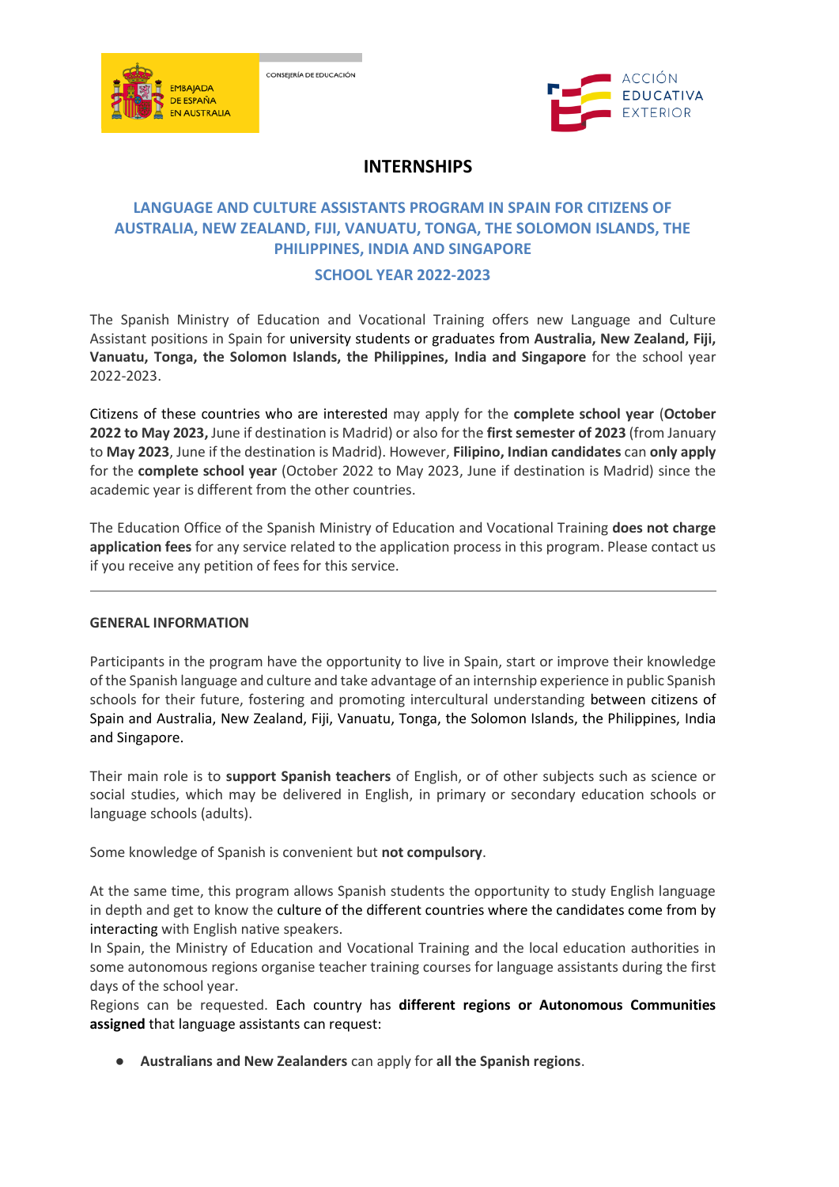EMBAJADA DE ESPAÑA EN AUSTRALIA

CONSEJERÍA DE EDUCACIÓN

ACCIÓN EDUCATIVA EXTERIOR

# INTERNSHIPS

## LANGUAGE AND CULTURE ASSISTANTS PROGRAM IN SPAIN FOR CITIZENS OF AUSTRALIA, NEW ZEALAND, FIJI, VANUATU, TONGA, THE SOLOMON ISLANDS, THE PHILIPPINES, INDIA AND SINGAPORE

## SCHOOL YEAR 2022-2023

The Spanish Ministry of Education and Vocational Training offers new Language and Culture Assistant positions in Spain for university students or graduates from **Australia, New Zealand, Fiji, Vanuatu, Tonga, the Solomon Islands, the Philippines, India and Singapore** for the school year 2022-2023.

Citizens of these countries who are interested may apply for the **complete school year** (**October 2022 to May 2023,** June if destination is Madrid) or also for the **first semester of 2023** (from January to **May 2023**, June if the destination is Madrid). However, **Filipino, Indian candidates** can **only apply** for the **complete school year** (October 2022 to May 2023, June if destination is Madrid) since the academic year is different from the other countries.

The Education Office of the Spanish Ministry of Education and Vocational Training **does not charge application fees** for any service related to the application process in this program. Please contact us if you receive any petition of fees for this service.

---

**GENERAL INFORMATION**

Participants in the program have the opportunity to live in Spain, start or improve their knowledge of the Spanish language and culture and take advantage of an internship experience in public Spanish schools for their future, fostering and promoting intercultural understanding between citizens of Spain and Australia, New Zealand, Fiji, Vanuatu, Tonga, the Solomon Islands, the Philippines, India and Singapore.

Their main role is to **support Spanish teachers** of English, or of other subjects such as science or social studies, which may be delivered in English, in primary or secondary education schools or language schools (adults).

Some knowledge of Spanish is convenient but **not compulsory**.

At the same time, this program allows Spanish students the opportunity to study English language in depth and get to know the culture of the different countries where the candidates come from by interacting with English native speakers.

In Spain, the Ministry of Education and Vocational Training and the local education authorities in some autonomous regions organise teacher training courses for language assistants during the first days of the school year.

Regions can be requested. Each country has **different regions or Autonomous Communities assigned** that language assistants can request:

- **Australians and New Zealanders** can apply for **all the Spanish regions**.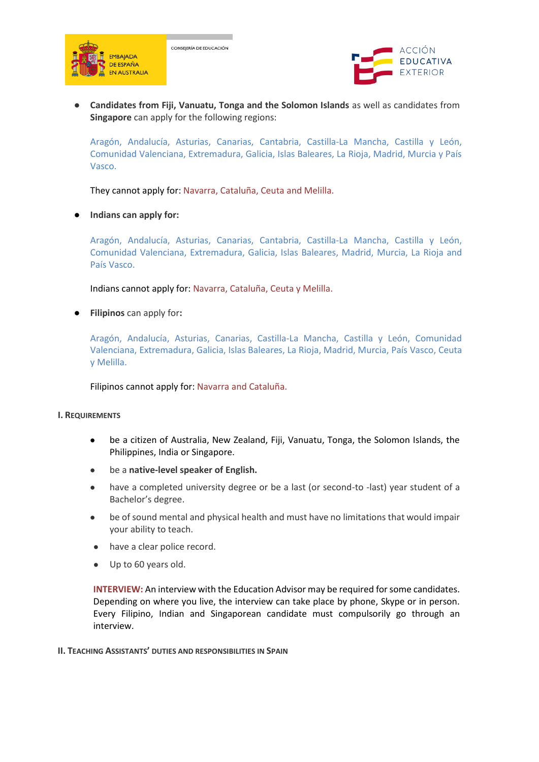- **Candidates from Fiji, Vanuatu, Tonga and the Solomon Islands** as well as candidates from **Singapore** can apply for the following regions:

  Aragón, Andalucía, Asturias, Canarias, Cantabria, Castilla-La Mancha, Castilla y León, Comunidad Valenciana, Extremadura, Galicia, Islas Baleares, La Rioja, Madrid, Murcia y País Vasco.

  They cannot apply for: Navarra, Cataluña, Ceuta and Melilla.

- **Indians can apply for:**

  Aragón, Andalucía, Asturias, Canarias, Cantabria, Castilla-La Mancha, Castilla y León, Comunidad Valenciana, Extremadura, Galicia, Islas Baleares, Madrid, Murcia, La Rioja and País Vasco.

  Indians cannot apply for: Navarra, Cataluña, Ceuta y Melilla.

- **Filipinos** can apply for**:**

  Aragón, Andalucía, Asturias, Canarias, Castilla-La Mancha, Castilla y León, Comunidad Valenciana, Extremadura, Galicia, Islas Baleares, La Rioja, Madrid, Murcia, País Vasco, Ceuta y Melilla.

  Filipinos cannot apply for: Navarra and Cataluña.

## I. Requirements

- be a citizen of Australia, New Zealand, Fiji, Vanuatu, Tonga, the Solomon Islands, the Philippines, India or Singapore.
- be a **native-level speaker of English.**
- have a completed university degree or be a last (or second-to -last) year student of a Bachelor's degree.
- be of sound mental and physical health and must have no limitations that would impair your ability to teach.
- have a clear police record.
- Up to 60 years old.

**INTERVIEW:** An interview with the Education Advisor may be required for some candidates. Depending on where you live, the interview can take place by phone, Skype or in person. Every Filipino, Indian and Singaporean candidate must compulsorily go through an interview.

## II. Teaching Assistants' duties and responsibilities in Spain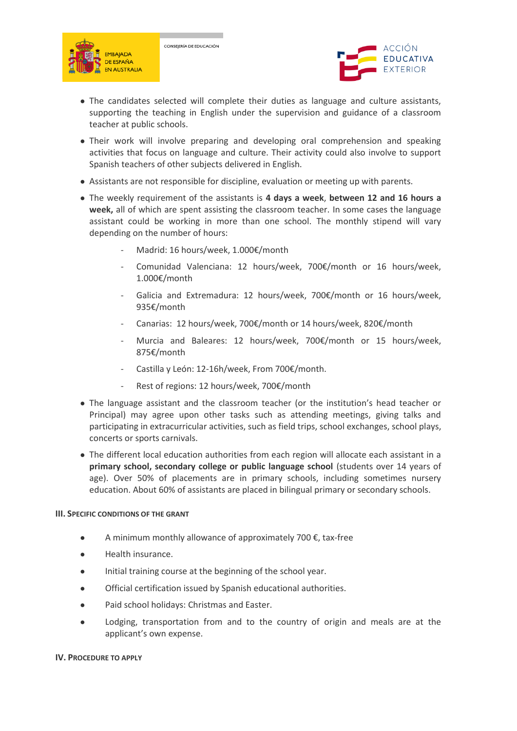- The candidates selected will complete their duties as language and culture assistants, supporting the teaching in English under the supervision and guidance of a classroom teacher at public schools.
- Their work will involve preparing and developing oral comprehension and speaking activities that focus on language and culture. Their activity could also involve to support Spanish teachers of other subjects delivered in English.
- Assistants are not responsible for discipline, evaluation or meeting up with parents.
- The weekly requirement of the assistants is **4 days a week**, **between 12 and 16 hours a week,** all of which are spent assisting the classroom teacher. In some cases the language assistant could be working in more than one school. The monthly stipend will vary depending on the number of hours:
    - Madrid: 16 hours/week, 1.000€/month
    - Comunidad Valenciana: 12 hours/week, 700€/month or 16 hours/week, 1.000€/month
    - Galicia and Extremadura: 12 hours/week, 700€/month or 16 hours/week, 935€/month
    - Canarias: 12 hours/week, 700€/month or 14 hours/week, 820€/month
    - Murcia and Baleares: 12 hours/week, 700€/month or 15 hours/week, 875€/month
    - Castilla y León: 12-16h/week, From 700€/month.
    - Rest of regions: 12 hours/week, 700€/month
- The language assistant and the classroom teacher (or the institution's head teacher or Principal) may agree upon other tasks such as attending meetings, giving talks and participating in extracurricular activities, such as field trips, school exchanges, school plays, concerts or sports carnivals.
- The different local education authorities from each region will allocate each assistant in a **primary school, secondary college or public language school** (students over 14 years of age). Over 50% of placements are in primary schools, including sometimes nursery education. About 60% of assistants are placed in bilingual primary or secondary schools.

## III. Specific conditions of the grant

- A minimum monthly allowance of approximately 700 €, tax-free
- Health insurance.
- Initial training course at the beginning of the school year.
- Official certification issued by Spanish educational authorities.
- Paid school holidays: Christmas and Easter.
- Lodging, transportation from and to the country of origin and meals are at the applicant's own expense.

## IV. Procedure to apply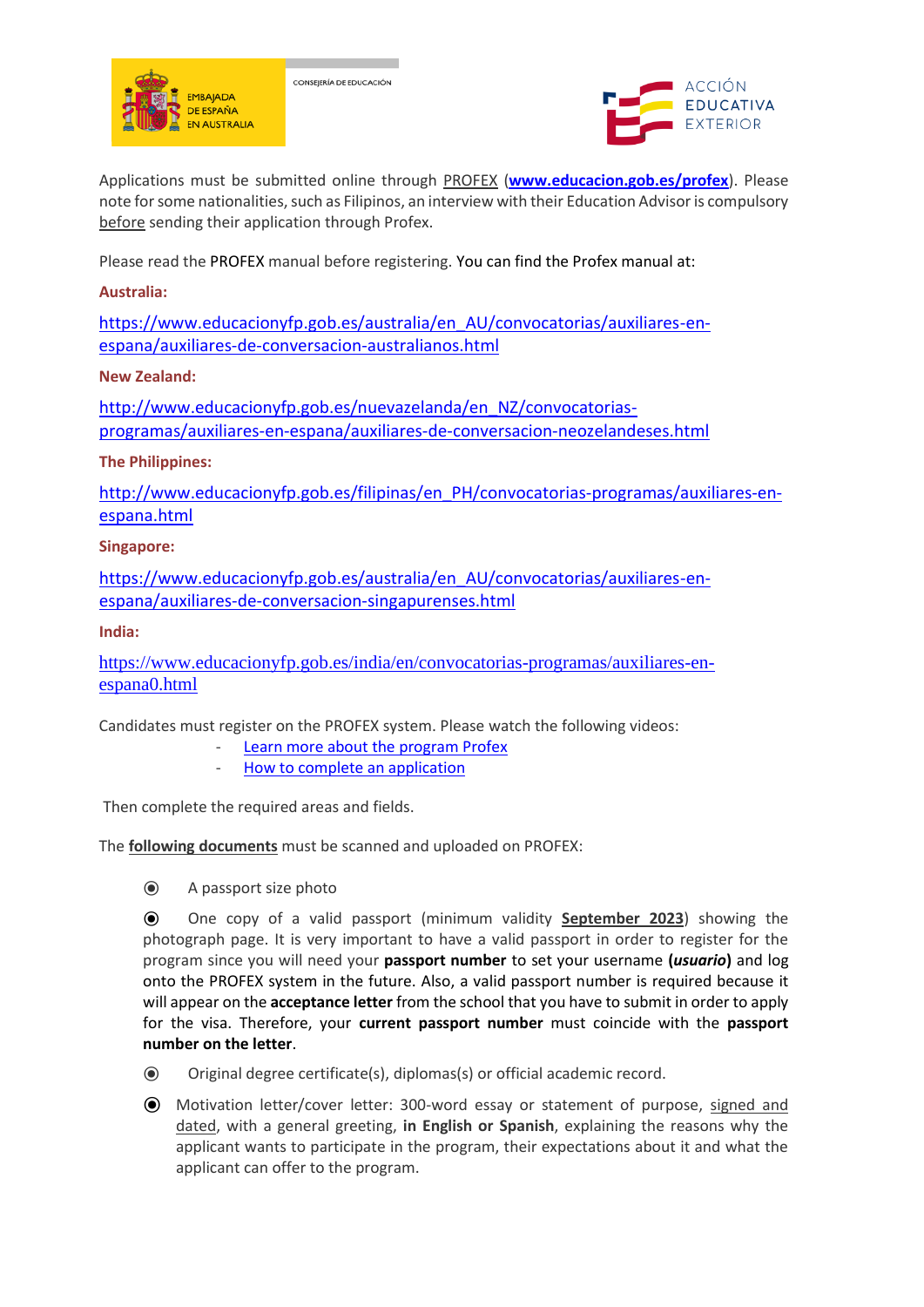Applications must be submitted online through PROFEX (**www.educacion.gob.es/profex**). Please note for some nationalities, such as Filipinos, an interview with their Education Advisor is compulsory before sending their application through Profex.

Please read the PROFEX manual before registering. You can find the Profex manual at:

**Australia:**

https://www.educacionyfp.gob.es/australia/en_AU/convocatorias/auxiliares-en-espana/auxiliares-de-conversacion-australianos.html

**New Zealand:**

http://www.educacionyfp.gob.es/nuevazelanda/en_NZ/convocatorias-programas/auxiliares-en-espana/auxiliares-de-conversacion-neozelandeses.html

**The Philippines:**

http://www.educacionyfp.gob.es/filipinas/en_PH/convocatorias-programas/auxiliares-en-espana.html

**Singapore:**

https://www.educacionyfp.gob.es/australia/en_AU/convocatorias/auxiliares-en-espana/auxiliares-de-conversacion-singapurenses.html

**India:**

https://www.educacionyfp.gob.es/india/en/convocatorias-programas/auxiliares-en-espana0.html

Candidates must register on the PROFEX system. Please watch the following videos:

- Learn more about the program Profex
- How to complete an application

Then complete the required areas and fields.

The **following documents** must be scanned and uploaded on PROFEX:

- A passport size photo
- One copy of a valid passport (minimum validity **September 2023**) showing the photograph page. It is very important to have a valid passport in order to register for the program since you will need your **passport number** to set your username **(*usuario*)** and log onto the PROFEX system in the future. Also, a valid passport number is required because it will appear on the **acceptance letter** from the school that you have to submit in order to apply for the visa. Therefore, your **current passport number** must coincide with the **passport number on the letter**.
- Original degree certificate(s), diplomas(s) or official academic record.
- Motivation letter/cover letter: 300-word essay or statement of purpose, signed and dated, with a general greeting, **in English or Spanish**, explaining the reasons why the applicant wants to participate in the program, their expectations about it and what the applicant can offer to the program.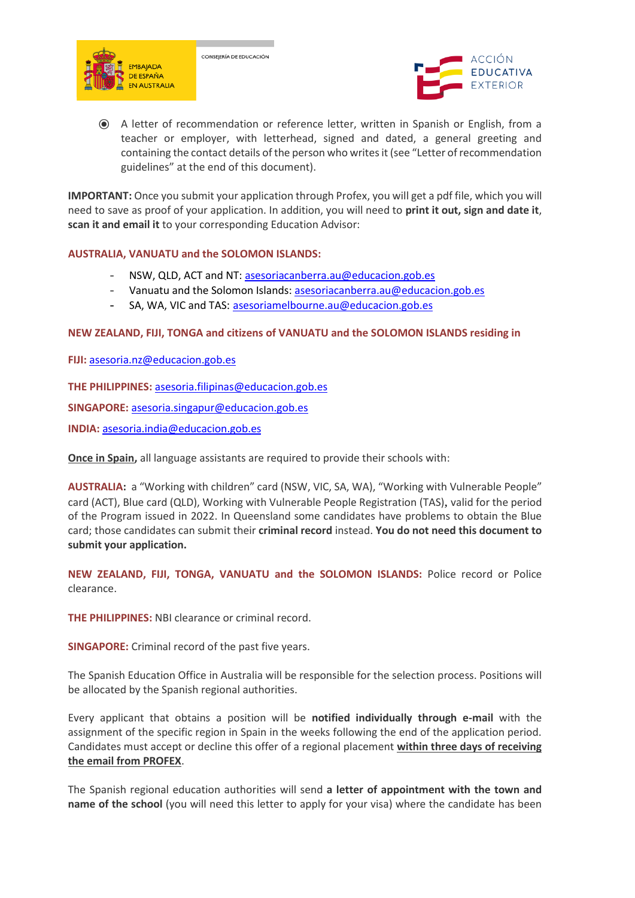- A letter of recommendation or reference letter, written in Spanish or English, from a teacher or employer, with letterhead, signed and dated, a general greeting and containing the contact details of the person who writes it (see "Letter of recommendation guidelines" at the end of this document).

**IMPORTANT:** Once you submit your application through Profex, you will get a pdf file, which you will need to save as proof of your application. In addition, you will need to **print it out, sign and date it**, **scan it and email it** to your corresponding Education Advisor:

**AUSTRALIA, VANUATU and the SOLOMON ISLANDS:**

- NSW, QLD, ACT and NT: asesoriacanberra.au@educacion.gob.es
- Vanuatu and the Solomon Islands: asesoriacanberra.au@educacion.gob.es
- SA, WA, VIC and TAS: asesoriamelbourne.au@educacion.gob.es

**NEW ZEALAND, FIJI, TONGA and citizens of VANUATU and the SOLOMON ISLANDS residing in**

**FIJI:** asesoria.nz@educacion.gob.es

**THE PHILIPPINES:** asesoria.filipinas@educacion.gob.es

**SINGAPORE:** asesoria.singapur@educacion.gob.es

**INDIA:** asesoria.india@educacion.gob.es

**Once in Spain,** all language assistants are required to provide their schools with:

**AUSTRALIA:** a "Working with children" card (NSW, VIC, SA, WA), "Working with Vulnerable People" card (ACT), Blue card (QLD), Working with Vulnerable People Registration (TAS), valid for the period of the Program issued in 2022. In Queensland some candidates have problems to obtain the Blue card; those candidates can submit their **criminal record** instead. **You do not need this document to submit your application.**

**NEW ZEALAND, FIJI, TONGA, VANUATU and the SOLOMON ISLANDS:** Police record or Police clearance.

**THE PHILIPPINES:** NBI clearance or criminal record.

**SINGAPORE:** Criminal record of the past five years.

The Spanish Education Office in Australia will be responsible for the selection process. Positions will be allocated by the Spanish regional authorities.

Every applicant that obtains a position will be **notified individually through e-mail** with the assignment of the specific region in Spain in the weeks following the end of the application period. Candidates must accept or decline this offer of a regional placement **within three days of receiving the email from PROFEX**.

The Spanish regional education authorities will send **a letter of appointment with the town and name of the school** (you will need this letter to apply for your visa) where the candidate has been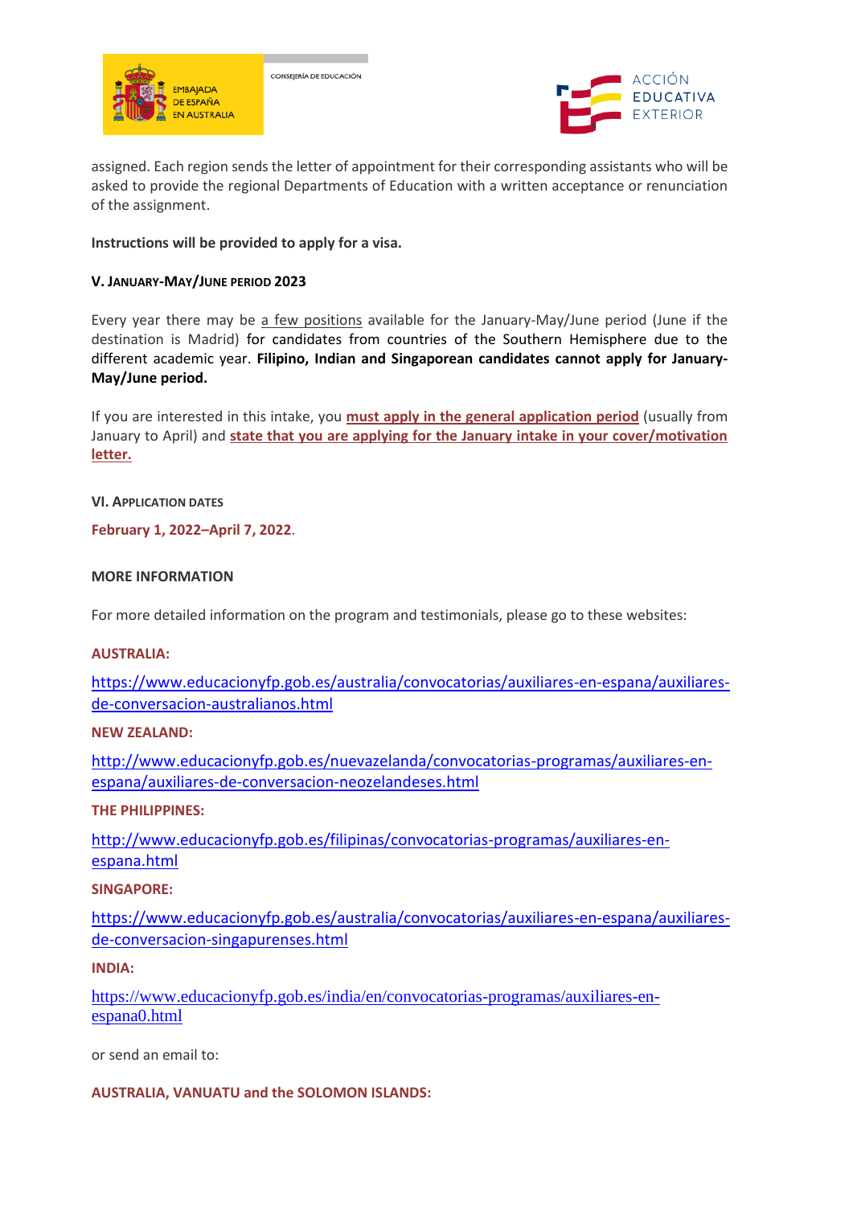assigned. Each region sends the letter of appointment for their corresponding assistants who will be asked to provide the regional Departments of Education with a written acceptance or renunciation of the assignment.

**Instructions will be provided to apply for a visa.**

### V. JANUARY-MAY/JUNE PERIOD 2023

Every year there may be a few positions available for the January-May/June period (June if the destination is Madrid) for candidates from countries of the Southern Hemisphere due to the different academic year. **Filipino, Indian and Singaporean candidates cannot apply for January-May/June period.**

If you are interested in this intake, you **must apply in the general application period** (usually from January to April) and **state that you are applying for the January intake in your cover/motivation letter.**

### VI. APPLICATION DATES

**February 1, 2022–April 7, 2022**.

### MORE INFORMATION

For more detailed information on the program and testimonials, please go to these websites:

**AUSTRALIA:**

https://www.educacionyfp.gob.es/australia/convocatorias/auxiliares-en-espana/auxiliares-de-conversacion-australianos.html

**NEW ZEALAND:**

http://www.educacionyfp.gob.es/nuevazelanda/convocatorias-programas/auxiliares-en-espana/auxiliares-de-conversacion-neozelandeses.html

**THE PHILIPPINES:**

http://www.educacionyfp.gob.es/filipinas/convocatorias-programas/auxiliares-en-espana.html

**SINGAPORE:**

https://www.educacionyfp.gob.es/australia/convocatorias/auxiliares-en-espana/auxiliares-de-conversacion-singapurenses.html

**INDIA:**

https://www.educacionyfp.gob.es/india/en/convocatorias-programas/auxiliares-en-espana0.html

or send an email to:

**AUSTRALIA, VANUATU and the SOLOMON ISLANDS:**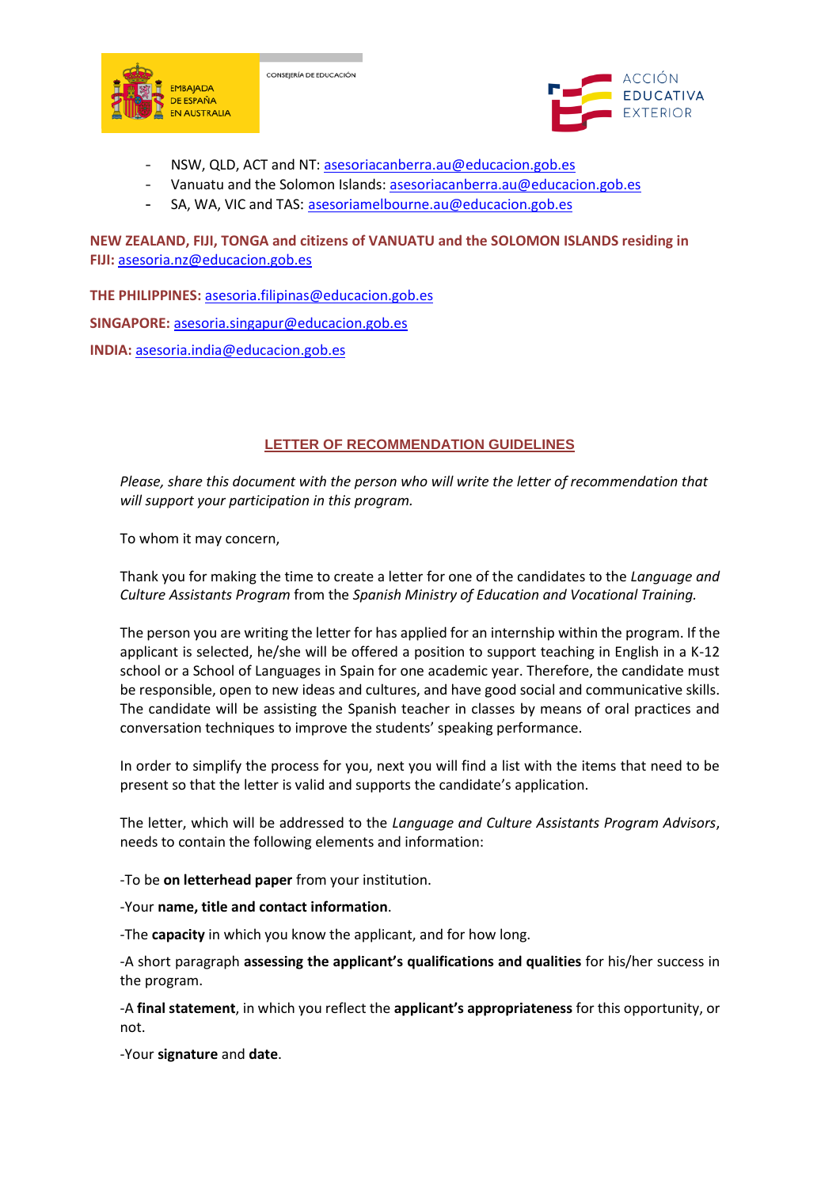- NSW, QLD, ACT and NT: asesoriacanberra.au@educacion.gob.es
- Vanuatu and the Solomon Islands: asesoriacanberra.au@educacion.gob.es
- SA, WA, VIC and TAS: asesoriamelbourne.au@educacion.gob.es

**NEW ZEALAND, FIJI, TONGA and citizens of VANUATU and the SOLOMON ISLANDS residing in FIJI:** asesoria.nz@educacion.gob.es

**THE PHILIPPINES:** asesoria.filipinas@educacion.gob.es

**SINGAPORE:** asesoria.singapur@educacion.gob.es

**INDIA:** asesoria.india@educacion.gob.es

## LETTER OF RECOMMENDATION GUIDELINES

*Please, share this document with the person who will write the letter of recommendation that will support your participation in this program.*

To whom it may concern,

Thank you for making the time to create a letter for one of the candidates to the *Language and Culture Assistants Program* from the *Spanish Ministry of Education and Vocational Training.*

The person you are writing the letter for has applied for an internship within the program. If the applicant is selected, he/she will be offered a position to support teaching in English in a K-12 school or a School of Languages in Spain for one academic year. Therefore, the candidate must be responsible, open to new ideas and cultures, and have good social and communicative skills. The candidate will be assisting the Spanish teacher in classes by means of oral practices and conversation techniques to improve the students' speaking performance.

In order to simplify the process for you, next you will find a list with the items that need to be present so that the letter is valid and supports the candidate's application.

The letter, which will be addressed to the *Language and Culture Assistants Program Advisors*, needs to contain the following elements and information:

-To be **on letterhead paper** from your institution.

-Your **name, title and contact information**.

-The **capacity** in which you know the applicant, and for how long.

-A short paragraph **assessing the applicant's qualifications and qualities** for his/her success in the program.

-A **final statement**, in which you reflect the **applicant's appropriateness** for this opportunity, or not.

-Your **signature** and **date**.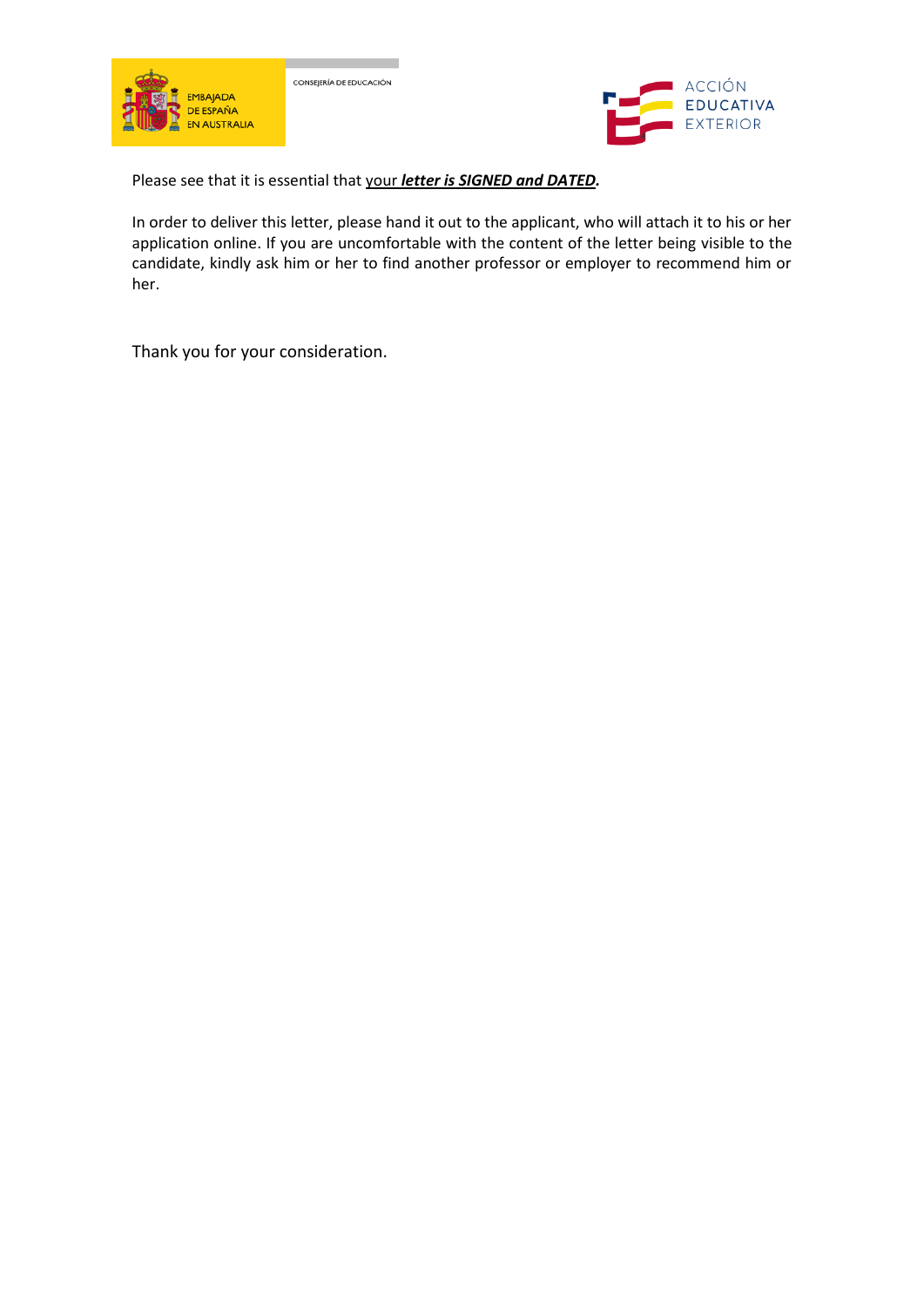Please see that it is essential that your ***letter is SIGNED and DATED.***

In order to deliver this letter, please hand it out to the applicant, who will attach it to his or her application online. If you are uncomfortable with the content of the letter being visible to the candidate, kindly ask him or her to find another professor or employer to recommend him or her.

Thank you for your consideration.